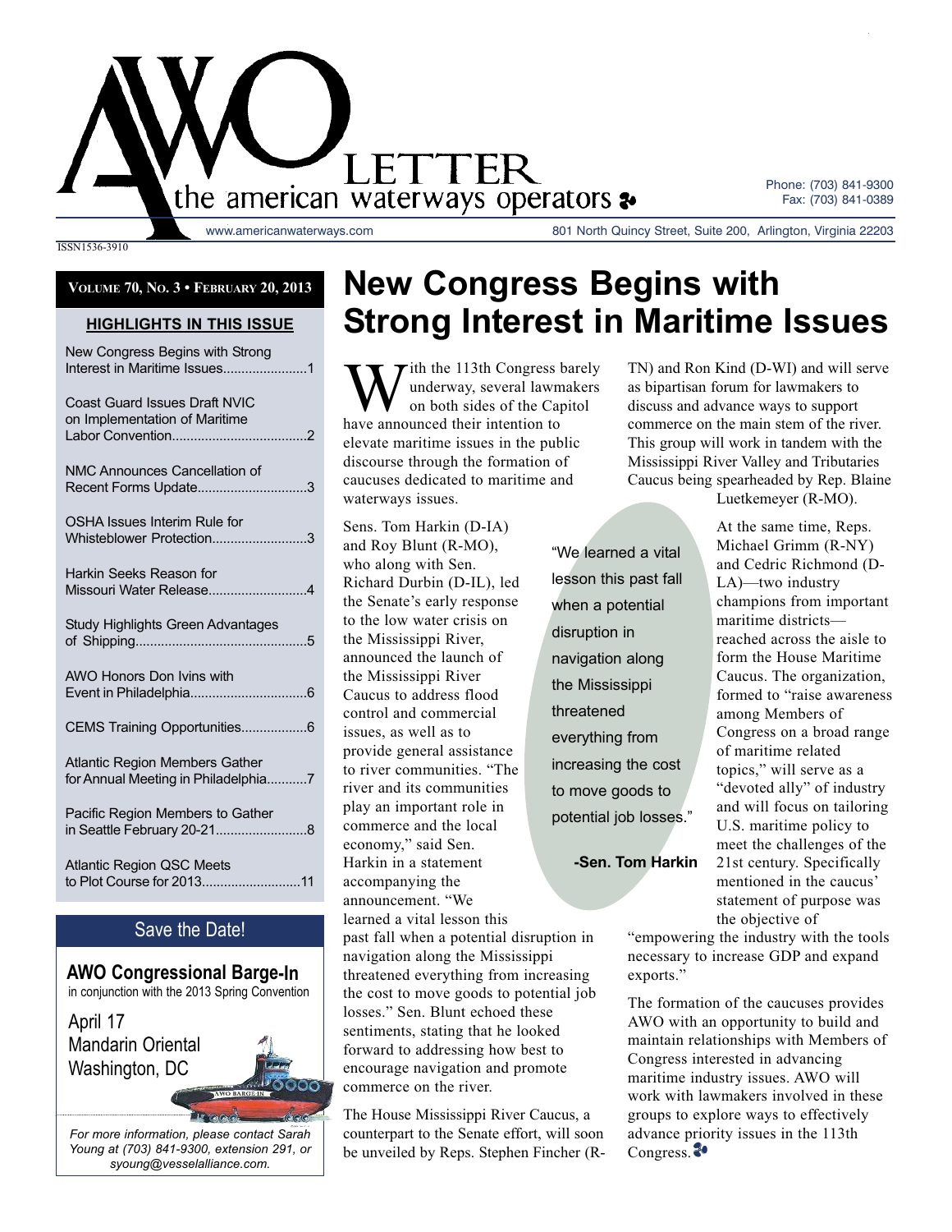# AWO LETTER

the american waterways operators

www.americanwaterways.com

801 North Quincy Street, Suite 200, Arlington, Virginia 22203

Phone: (703) 841-9300
Fax: (703) 841-0389

ISSN1536-3910

**Volume 70, No. 3 • February 20, 2013**

## HIGHLIGHTS IN THIS ISSUE

- New Congress Begins with Strong Interest in Maritime Issues.......................1
- Coast Guard Issues Draft NVIC on Implementation of Maritime Labor Convention....................................2
- NMC Announces Cancellation of Recent Forms Update.............................3
- OSHA Issues Interim Rule for Whisteblower Protection..........................3
- Harkin Seeks Reason for Missouri Water Release...........................4
- Study Highlights Green Advantages of Shipping...............................................5
- AWO Honors Don Ivins with Event in Philadelphia................................6
- CEMS Training Opportunities..................6
- Atlantic Region Members Gather for Annual Meeting in Philadelphia...........7
- Pacific Region Members to Gather in Seattle February 20-21.........................8
- Atlantic Region QSC Meets to Plot Course for 2013...........................11

## Save the Date!

**AWO Congressional Barge-In**
in conjunction with the 2013 Spring Convention

April 17
Mandarin Oriental
Washington, DC

*For more information, please contact Sarah Young at (703) 841-9300, extension 291, or syoung@vesselalliance.com.*

# New Congress Begins with Strong Interest in Maritime Issues

With the 113th Congress barely underway, several lawmakers on both sides of the Capitol have announced their intention to elevate maritime issues in the public discourse through the formation of caucuses dedicated to maritime and waterways issues.

Sens. Tom Harkin (D-IA) and Roy Blunt (R-MO), who along with Sen. Richard Durbin (D-IL), led the Senate's early response to the low water crisis on the Mississippi River, announced the launch of the Mississippi River Caucus to address flood control and commercial issues, as well as to provide general assistance to river communities. "The river and its communities play an important role in commerce and the local economy," said Sen. Harkin in a statement accompanying the announcement. "We learned a vital lesson this past fall when a potential disruption in navigation along the Mississippi threatened everything from increasing the cost to move goods to potential job losses." Sen. Blunt echoed these sentiments, stating that he looked forward to addressing how best to encourage navigation and promote commerce on the river.

> "We learned a vital lesson this past fall when a potential disruption in navigation along the Mississippi threatened everything from increasing the cost to move goods to potential job losses."
>
> **-Sen. Tom Harkin**

The House Mississippi River Caucus, a counterpart to the Senate effort, will soon be unveiled by Reps. Stephen Fincher (R-TN) and Ron Kind (D-WI) and will serve as bipartisan forum for lawmakers to discuss and advance ways to support commerce on the main stem of the river. This group will work in tandem with the Mississippi River Valley and Tributaries Caucus being spearheaded by Rep. Blaine Luetkemeyer (R-MO).

At the same time, Reps. Michael Grimm (R-NY) and Cedric Richmond (D-LA)—two industry champions from important maritime districts—reached across the aisle to form the House Maritime Caucus. The organization, formed to "raise awareness among Members of Congress on a broad range of maritime related topics," will serve as a "devoted ally" of industry and will focus on tailoring U.S. maritime policy to meet the challenges of the 21st century. Specifically mentioned in the caucus' statement of purpose was the objective of "empowering the industry with the tools necessary to increase GDP and expand exports."

The formation of the caucuses provides AWO with an opportunity to build and maintain relationships with Members of Congress interested in advancing maritime industry issues. AWO will work with lawmakers involved in these groups to explore ways to effectively advance priority issues in the 113th Congress.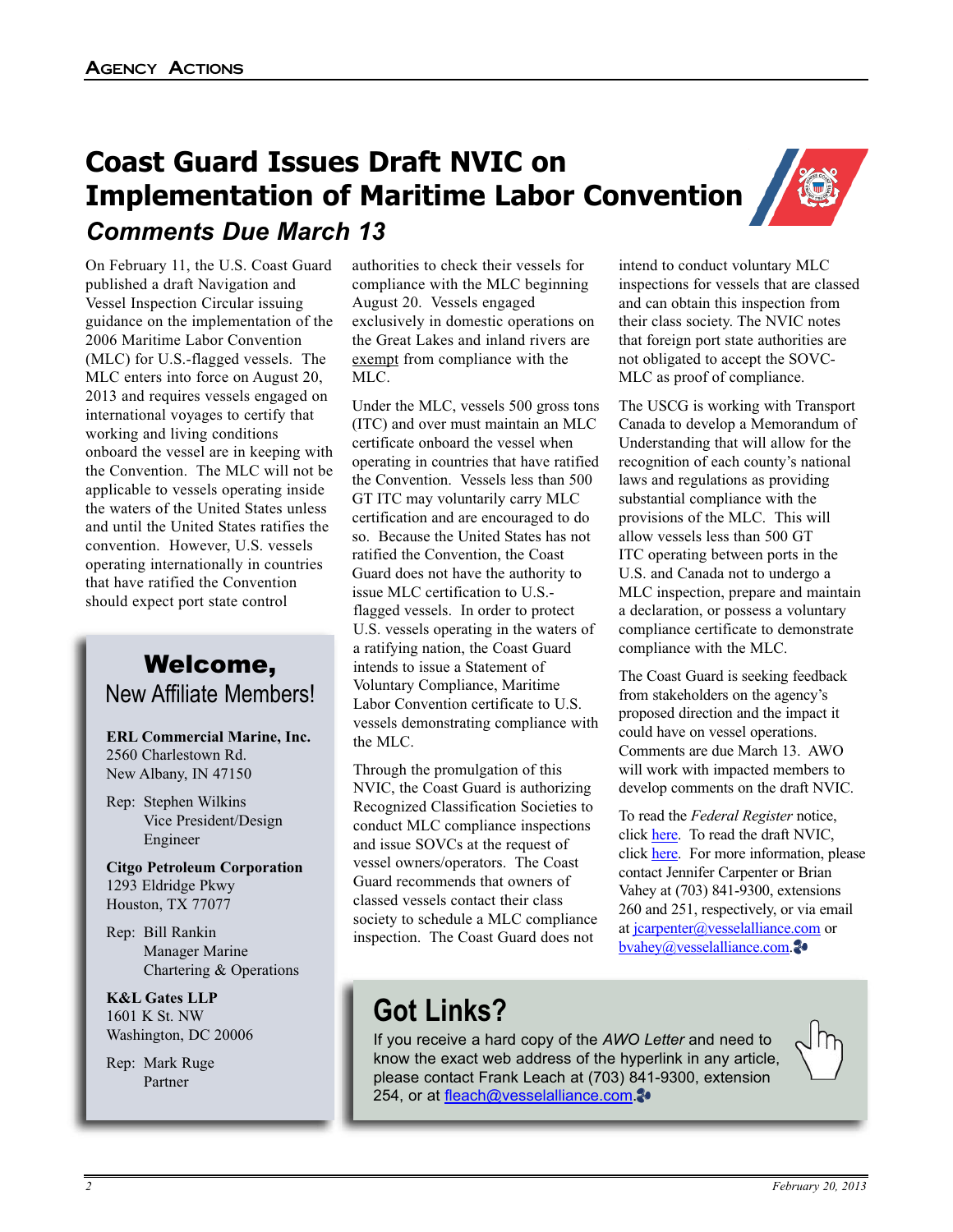# Coast Guard Issues Draft NVIC on Implementation of Maritime Labor Convention

## *Comments Due March 13*

On February 11, the U.S. Coast Guard published a draft Navigation and Vessel Inspection Circular issuing guidance on the implementation of the 2006 Maritime Labor Convention (MLC) for U.S.-flagged vessels. The MLC enters into force on August 20, 2013 and requires vessels engaged on international voyages to certify that working and living conditions onboard the vessel are in keeping with the Convention. The MLC will not be applicable to vessels operating inside the waters of the United States unless and until the United States ratifies the convention. However, U.S. vessels operating internationally in countries that have ratified the Convention should expect port state control authorities to check their vessels for compliance with the MLC beginning August 20. Vessels engaged exclusively in domestic operations on the Great Lakes and inland rivers are exempt from compliance with the MLC.

Under the MLC, vessels 500 gross tons (ITC) and over must maintain an MLC certificate onboard the vessel when operating in countries that have ratified the Convention. Vessels less than 500 GT ITC may voluntarily carry MLC certification and are encouraged to do so. Because the United States has not ratified the Convention, the Coast Guard does not have the authority to issue MLC certification to U.S.-flagged vessels. In order to protect U.S. vessels operating in the waters of a ratifying nation, the Coast Guard intends to issue a Statement of Voluntary Compliance, Maritime Labor Convention certificate to U.S. vessels demonstrating compliance with the MLC.

Through the promulgation of this NVIC, the Coast Guard is authorizing Recognized Classification Societies to conduct MLC compliance inspections and issue SOVCs at the request of vessel owners/operators. The Coast Guard recommends that owners of classed vessels contact their class society to schedule a MLC compliance inspection. The Coast Guard does not intend to conduct voluntary MLC inspections for vessels that are classed and can obtain this inspection from their class society. The NVIC notes that foreign port state authorities are not obligated to accept the SOVC-MLC as proof of compliance.

The USCG is working with Transport Canada to develop a Memorandum of Understanding that will allow for the recognition of each county's national laws and regulations as providing substantial compliance with the provisions of the MLC. This will allow vessels less than 500 GT ITC operating between ports in the U.S. and Canada not to undergo a MLC inspection, prepare and maintain a declaration, or possess a voluntary compliance certificate to demonstrate compliance with the MLC.

The Coast Guard is seeking feedback from stakeholders on the agency's proposed direction and the impact it could have on vessel operations. Comments are due March 13. AWO will work with impacted members to develop comments on the draft NVIC.

To read the *Federal Register* notice, click here. To read the draft NVIC, click here. For more information, please contact Jennifer Carpenter or Brian Vahey at (703) 841-9300, extensions 260 and 251, respectively, or via email at jcarpenter@vesselalliance.com or bvahey@vesselalliance.com.

## **Welcome,** New Affiliate Members!

**ERL Commercial Marine, Inc.**
2560 Charlestown Rd.
New Albany, IN 47150

Rep: Stephen Wilkins
Vice President/Design Engineer

**Citgo Petroleum Corporation**
1293 Eldridge Pkwy
Houston, TX 77077

Rep: Bill Rankin
Manager Marine Chartering & Operations

**K&L Gates LLP**
1601 K St. NW
Washington, DC 20006

Rep: Mark Ruge
Partner

## Got Links?

If you receive a hard copy of the *AWO Letter* and need to know the exact web address of the hyperlink in any article, please contact Frank Leach at (703) 841-9300, extension 254, or at fleach@vesselalliance.com.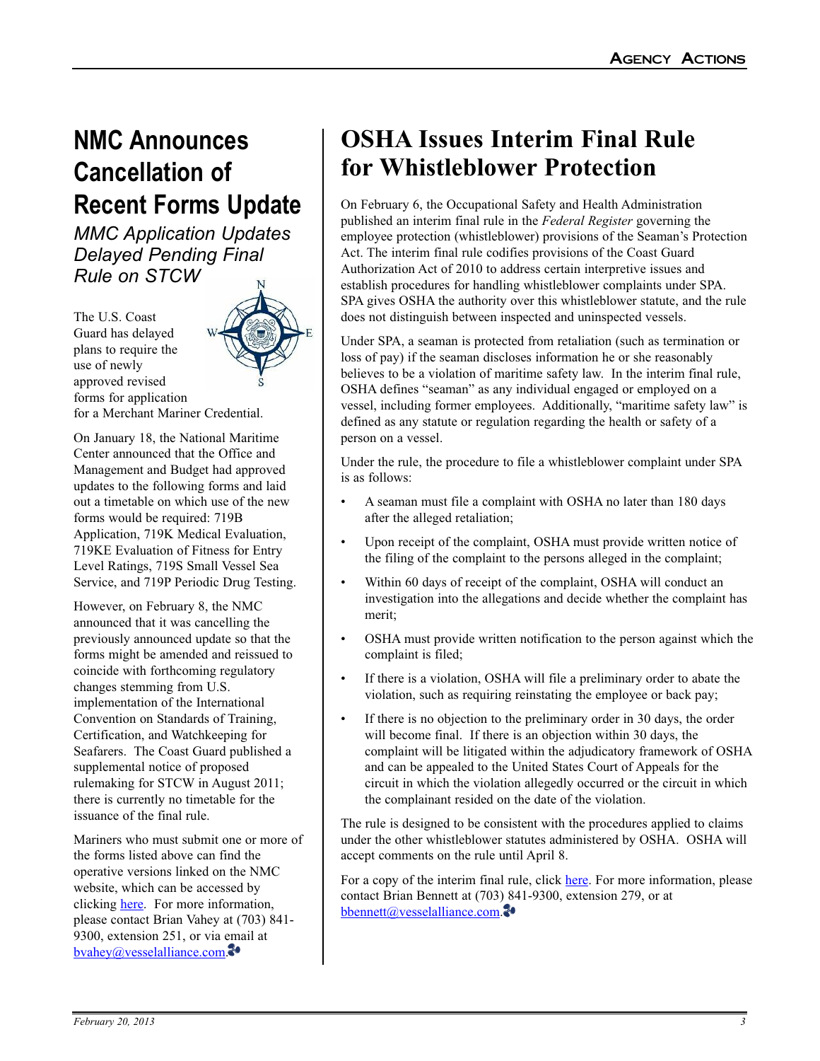# NMC Announces Cancellation of Recent Forms Update

*MMC Application Updates Delayed Pending Final Rule on STCW*

The U.S. Coast Guard has delayed plans to require the use of newly approved revised forms for application for a Merchant Mariner Credential.

On January 18, the National Maritime Center announced that the Office and Management and Budget had approved updates to the following forms and laid out a timetable on which use of the new forms would be required: 719B Application, 719K Medical Evaluation, 719KE Evaluation of Fitness for Entry Level Ratings, 719S Small Vessel Sea Service, and 719P Periodic Drug Testing.

However, on February 8, the NMC announced that it was cancelling the previously announced update so that the forms might be amended and reissued to coincide with forthcoming regulatory changes stemming from U.S. implementation of the International Convention on Standards of Training, Certification, and Watchkeeping for Seafarers. The Coast Guard published a supplemental notice of proposed rulemaking for STCW in August 2011; there is currently no timetable for the issuance of the final rule.

Mariners who must submit one or more of the forms listed above can find the operative versions linked on the NMC website, which can be accessed by clicking here. For more information, please contact Brian Vahey at (703) 841-9300, extension 251, or via email at bvahey@vesselalliance.com.

# OSHA Issues Interim Final Rule for Whistleblower Protection

On February 6, the Occupational Safety and Health Administration published an interim final rule in the *Federal Register* governing the employee protection (whistleblower) provisions of the Seaman's Protection Act. The interim final rule codifies provisions of the Coast Guard Authorization Act of 2010 to address certain interpretive issues and establish procedures for handling whistleblower complaints under SPA. SPA gives OSHA the authority over this whistleblower statute, and the rule does not distinguish between inspected and uninspected vessels.

Under SPA, a seaman is protected from retaliation (such as termination or loss of pay) if the seaman discloses information he or she reasonably believes to be a violation of maritime safety law. In the interim final rule, OSHA defines "seaman" as any individual engaged or employed on a vessel, including former employees. Additionally, "maritime safety law" is defined as any statute or regulation regarding the health or safety of a person on a vessel.

Under the rule, the procedure to file a whistleblower complaint under SPA is as follows:

- A seaman must file a complaint with OSHA no later than 180 days after the alleged retaliation;
- Upon receipt of the complaint, OSHA must provide written notice of the filing of the complaint to the persons alleged in the complaint;
- Within 60 days of receipt of the complaint, OSHA will conduct an investigation into the allegations and decide whether the complaint has merit;
- OSHA must provide written notification to the person against which the complaint is filed;
- If there is a violation, OSHA will file a preliminary order to abate the violation, such as requiring reinstating the employee or back pay;
- If there is no objection to the preliminary order in 30 days, the order will become final. If there is an objection within 30 days, the complaint will be litigated within the adjudicatory framework of OSHA and can be appealed to the United States Court of Appeals for the circuit in which the violation allegedly occurred or the circuit in which the complainant resided on the date of the violation.

The rule is designed to be consistent with the procedures applied to claims under the other whistleblower statutes administered by OSHA. OSHA will accept comments on the rule until April 8.

For a copy of the interim final rule, click here. For more information, please contact Brian Bennett at (703) 841-9300, extension 279, or at bbennett@vesselalliance.com.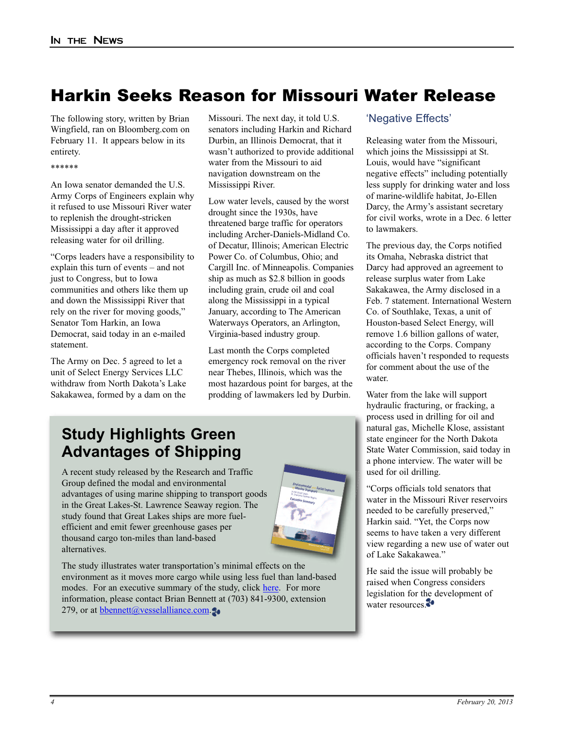# Harkin Seeks Reason for Missouri Water Release

The following story, written by Brian Wingfield, ran on Bloomberg.com on February 11. It appears below in its entirety.

******

An Iowa senator demanded the U.S. Army Corps of Engineers explain why it refused to use Missouri River water to replenish the drought-stricken Mississippi a day after it approved releasing water for oil drilling.

"Corps leaders have a responsibility to explain this turn of events – and not just to Congress, but to Iowa communities and others like them up and down the Mississippi River that rely on the river for moving goods," Senator Tom Harkin, an Iowa Democrat, said today in an e-mailed statement.

The Army on Dec. 5 agreed to let a unit of Select Energy Services LLC withdraw from North Dakota's Lake Sakakawea, formed by a dam on the Missouri. The next day, it told U.S. senators including Harkin and Richard Durbin, an Illinois Democrat, that it wasn't authorized to provide additional water from the Missouri to aid navigation downstream on the Mississippi River.

Low water levels, caused by the worst drought since the 1930s, have threatened barge traffic for operators including Archer-Daniels-Midland Co. of Decatur, Illinois; American Electric Power Co. of Columbus, Ohio; and Cargill Inc. of Minneapolis. Companies ship as much as $2.8 billion in goods including grain, crude oil and coal along the Mississippi in a typical January, according to The American Waterways Operators, an Arlington, Virginia-based industry group.

Last month the Corps completed emergency rock removal on the river near Thebes, Illinois, which was the most hazardous point for barges, at the prodding of lawmakers led by Durbin.

## 'Negative Effects'

Releasing water from the Missouri, which joins the Mississippi at St. Louis, would have "significant negative effects" including potentially less supply for drinking water and loss of marine-wildlife habitat, Jo-Ellen Darcy, the Army's assistant secretary for civil works, wrote in a Dec. 6 letter to lawmakers.

The previous day, the Corps notified its Omaha, Nebraska district that Darcy had approved an agreement to release surplus water from Lake Sakakawea, the Army disclosed in a Feb. 7 statement. International Western Co. of Southlake, Texas, a unit of Houston-based Select Energy, will remove 1.6 billion gallons of water, according to the Corps. Company officials haven't responded to requests for comment about the use of the water.

Water from the lake will support hydraulic fracturing, or fracking, a process used in drilling for oil and natural gas, Michelle Klose, assistant state engineer for the North Dakota State Water Commission, said today in a phone interview. The water will be used for oil drilling.

"Corps officials told senators that water in the Missouri River reservoirs needed to be carefully preserved," Harkin said. "Yet, the Corps now seems to have taken a very different view regarding a new use of water out of Lake Sakakawea."

He said the issue will probably be raised when Congress considers legislation for the development of water resources.

## Study Highlights Green Advantages of Shipping

A recent study released by the Research and Traffic Group defined the modal and environmental advantages of using marine shipping to transport goods in the Great Lakes-St. Lawrence Seaway region. The study found that Great Lakes ships are more fuel-efficient and emit fewer greenhouse gases per thousand cargo ton-miles than land-based alternatives.

The study illustrates water transportation's minimal effects on the environment as it moves more cargo while using less fuel than land-based modes. For an executive summary of the study, click here. For more information, please contact Brian Bennett at (703) 841-9300, extension 279, or at bbennett@vesselalliance.com.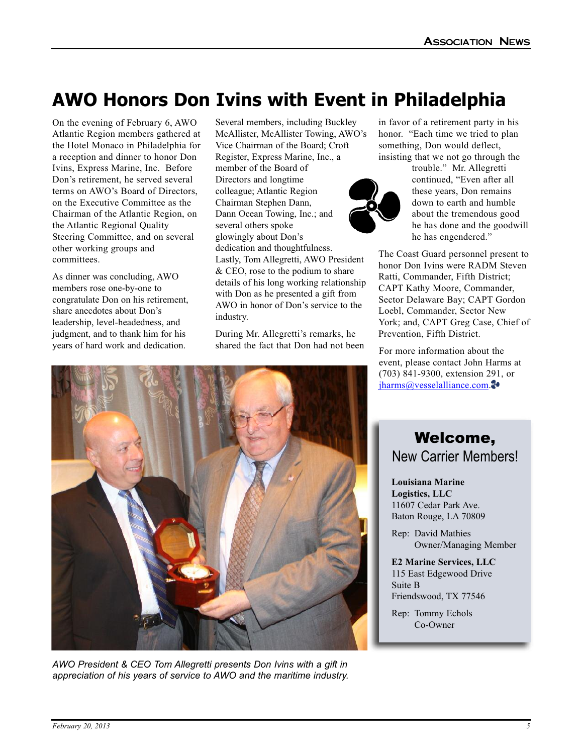# AWO Honors Don Ivins with Event in Philadelphia

On the evening of February 6, AWO Atlantic Region members gathered at the Hotel Monaco in Philadelphia for a reception and dinner to honor Don Ivins, Express Marine, Inc. Before Don's retirement, he served several terms on AWO's Board of Directors, on the Executive Committee as the Chairman of the Atlantic Region, on the Atlantic Regional Quality Steering Committee, and on several other working groups and committees.

As dinner was concluding, AWO members rose one-by-one to congratulate Don on his retirement, share anecdotes about Don's leadership, level-headedness, and judgment, and to thank him for his years of hard work and dedication. Several members, including Buckley McAllister, McAllister Towing, AWO's Vice Chairman of the Board; Croft Register, Express Marine, Inc., a member of the Board of Directors and longtime colleague; Atlantic Region Chairman Stephen Dann, Dann Ocean Towing, Inc.; and several others spoke glowingly about Don's dedication and thoughtfulness. Lastly, Tom Allegretti, AWO President & CEO, rose to the podium to share details of his long working relationship with Don as he presented a gift from AWO in honor of Don's service to the industry.

During Mr. Allegretti's remarks, he shared the fact that Don had not been in favor of a retirement party in his honor. "Each time we tried to plan something, Don would deflect, insisting that we not go through the trouble." Mr. Allegretti continued, "Even after all these years, Don remains down to earth and humble about the tremendous good he has done and the goodwill he has engendered."

The Coast Guard personnel present to honor Don Ivins were RADM Steven Ratti, Commander, Fifth District; CAPT Kathy Moore, Commander, Sector Delaware Bay; CAPT Gordon Loebl, Commander, Sector New York; and, CAPT Greg Case, Chief of Prevention, Fifth District.

For more information about the event, please contact John Harms at (703) 841-9300, extension 291, or jharms@vesselalliance.com.

*AWO President & CEO Tom Allegretti presents Don Ivins with a gift in appreciation of his years of service to AWO and the maritime industry.*

## Welcome, New Carrier Members!

**Louisiana Marine Logistics, LLC**
11607 Cedar Park Ave.
Baton Rouge, LA 70809

Rep: David Mathies
Owner/Managing Member

**E2 Marine Services, LLC**
115 East Edgewood Drive
Suite B
Friendswood, TX 77546

Rep: Tommy Echols
Co-Owner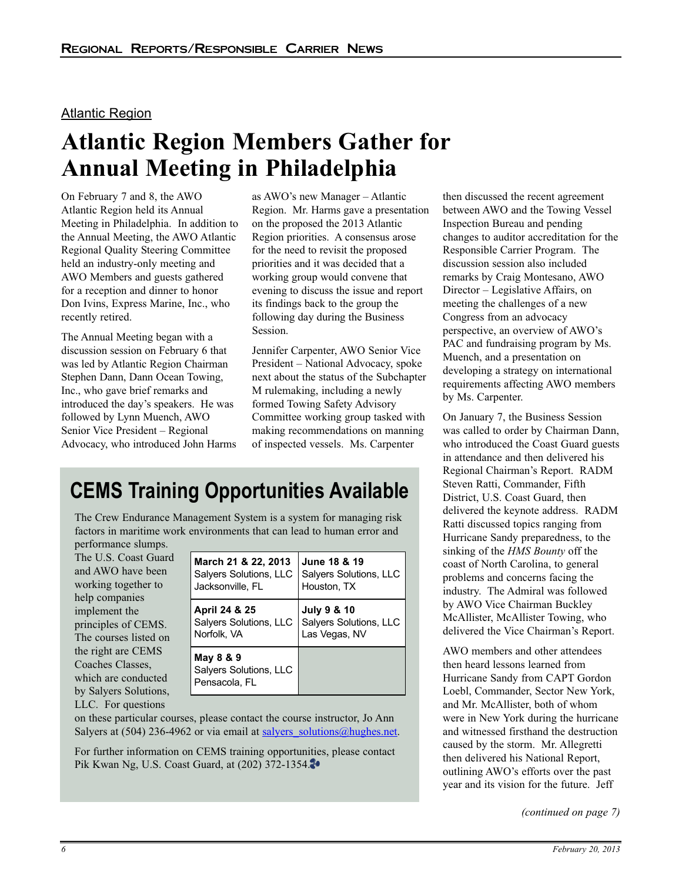Atlantic Region

# Atlantic Region Members Gather for Annual Meeting in Philadelphia

On February 7 and 8, the AWO Atlantic Region held its Annual Meeting in Philadelphia. In addition to the Annual Meeting, the AWO Atlantic Regional Quality Steering Committee held an industry-only meeting and AWO Members and guests gathered for a reception and dinner to honor Don Ivins, Express Marine, Inc., who recently retired.

The Annual Meeting began with a discussion session on February 6 that was led by Atlantic Region Chairman Stephen Dann, Dann Ocean Towing, Inc., who gave brief remarks and introduced the day's speakers. He was followed by Lynn Muench, AWO Senior Vice President – Regional Advocacy, who introduced John Harms as AWO's new Manager – Atlantic Region. Mr. Harms gave a presentation on the proposed the 2013 Atlantic Region priorities. A consensus arose for the need to revisit the proposed priorities and it was decided that a working group would convene that evening to discuss the issue and report its findings back to the group the following day during the Business Session.

Jennifer Carpenter, AWO Senior Vice President – National Advocacy, spoke next about the status of the Subchapter M rulemaking, including a newly formed Towing Safety Advisory Committee working group tasked with making recommendations on manning of inspected vessels. Ms. Carpenter then discussed the recent agreement between AWO and the Towing Vessel Inspection Bureau and pending changes to auditor accreditation for the Responsible Carrier Program. The discussion session also included remarks by Craig Montesano, AWO Director – Legislative Affairs, on meeting the challenges of a new Congress from an advocacy perspective, an overview of AWO's PAC and fundraising program by Ms. Muench, and a presentation on developing a strategy on international requirements affecting AWO members by Ms. Carpenter.

On January 7, the Business Session was called to order by Chairman Dann, who introduced the Coast Guard guests in attendance and then delivered his Regional Chairman's Report. RADM Steven Ratti, Commander, Fifth District, U.S. Coast Guard, then delivered the keynote address. RADM Ratti discussed topics ranging from Hurricane Sandy preparedness, to the sinking of the *HMS Bounty* off the coast of North Carolina, to general problems and concerns facing the industry. The Admiral was followed by AWO Vice Chairman Buckley McAllister, McAllister Towing, who delivered the Vice Chairman's Report.

AWO members and other attendees then heard lessons learned from Hurricane Sandy from CAPT Gordon Loebl, Commander, Sector New York, and Mr. McAllister, both of whom were in New York during the hurricane and witnessed firsthand the destruction caused by the storm. Mr. Allegretti then delivered his National Report, outlining AWO's efforts over the past year and its vision for the future. Jeff

*(continued on page 7)*

## CEMS Training Opportunities Available

The Crew Endurance Management System is a system for managing risk factors in maritime work environments that can lead to human error and performance slumps. The U.S. Coast Guard and AWO have been working together to help companies implement the principles of CEMS. The courses listed on the right are CEMS Coaches Classes, which are conducted by Salyers Solutions, LLC. For questions on these particular courses, please contact the course instructor, Jo Ann Salyers at (504) 236-4962 or via email at salyers_solutions@hughes.net.

| | |
|---|---|
| **March 21 & 22, 2013**<br>Salyers Solutions, LLC<br>Jacksonville, FL | **June 18 & 19**<br>Salyers Solutions, LLC<br>Houston, TX |
| **April 24 & 25**<br>Salyers Solutions, LLC<br>Norfolk, VA | **July 9 & 10**<br>Salyers Solutions, LLC<br>Las Vegas, NV |
| **May 8 & 9**<br>Salyers Solutions, LLC<br>Pensacola, FL | |

For further information on CEMS training opportunities, please contact Pik Kwan Ng, U.S. Coast Guard, at (202) 372-1354.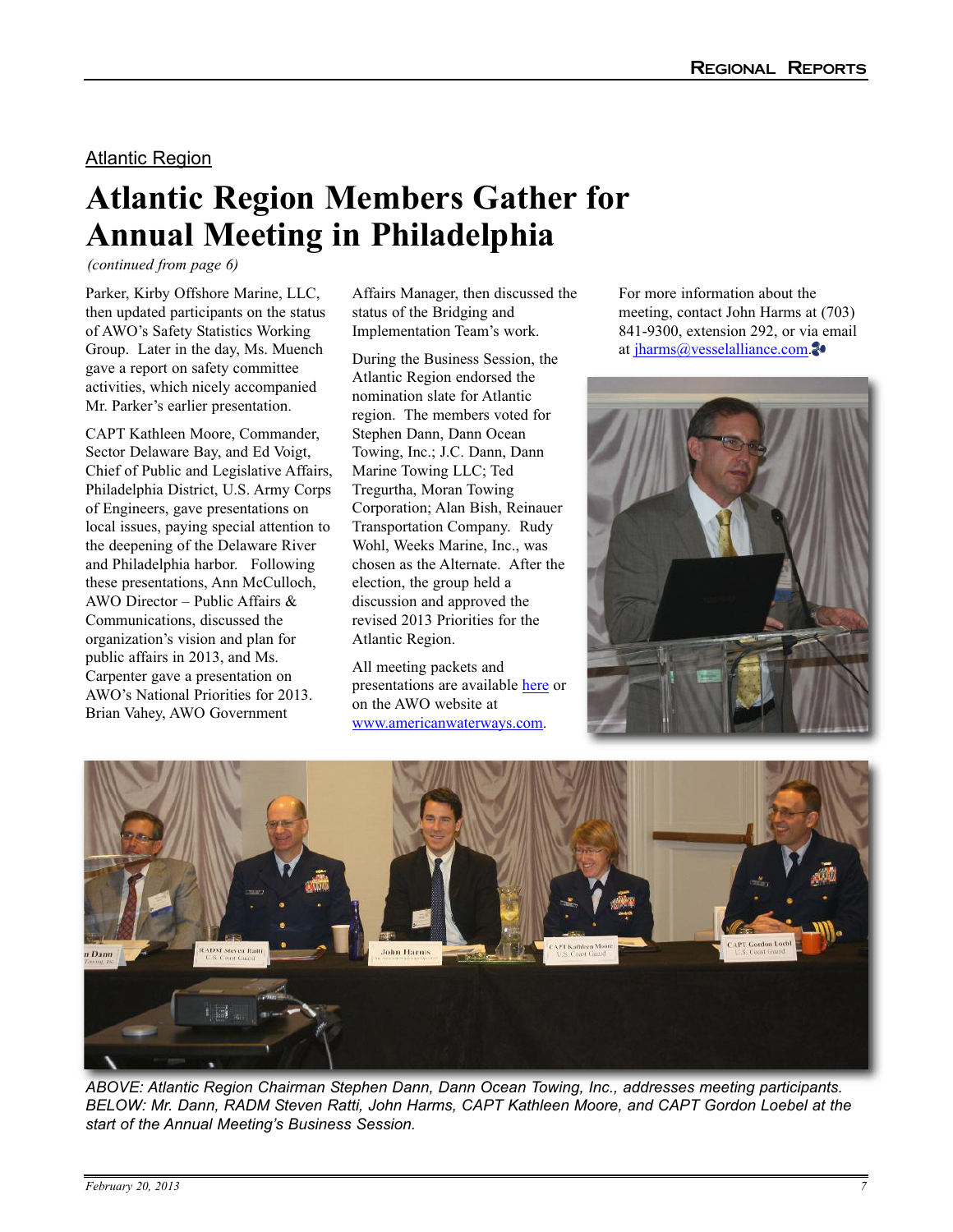Atlantic Region

# Atlantic Region Members Gather for Annual Meeting in Philadelphia

*(continued from page 6)*

Parker, Kirby Offshore Marine, LLC, then updated participants on the status of AWO's Safety Statistics Working Group. Later in the day, Ms. Muench gave a report on safety committee activities, which nicely accompanied Mr. Parker's earlier presentation.

CAPT Kathleen Moore, Commander, Sector Delaware Bay, and Ed Voigt, Chief of Public and Legislative Affairs, Philadelphia District, U.S. Army Corps of Engineers, gave presentations on local issues, paying special attention to the deepening of the Delaware River and Philadelphia harbor. Following these presentations, Ann McCulloch, AWO Director – Public Affairs & Communications, discussed the organization's vision and plan for public affairs in 2013, and Ms. Carpenter gave a presentation on AWO's National Priorities for 2013. Brian Vahey, AWO Government Affairs Manager, then discussed the status of the Bridging and Implementation Team's work.

During the Business Session, the Atlantic Region endorsed the nomination slate for Atlantic region. The members voted for Stephen Dann, Dann Ocean Towing, Inc.; J.C. Dann, Dann Marine Towing LLC; Ted Tregurtha, Moran Towing Corporation; Alan Bish, Reinauer Transportation Company. Rudy Wohl, Weeks Marine, Inc., was chosen as the Alternate. After the election, the group held a discussion and approved the revised 2013 Priorities for the Atlantic Region.

All meeting packets and presentations are available here or on the AWO website at www.americanwaterways.com.

For more information about the meeting, contact John Harms at (703) 841-9300, extension 292, or via email at jharms@vesselalliance.com.

*ABOVE: Atlantic Region Chairman Stephen Dann, Dann Ocean Towing, Inc., addresses meeting participants. BELOW: Mr. Dann, RADM Steven Ratti, John Harms, CAPT Kathleen Moore, and CAPT Gordon Loebel at the start of the Annual Meeting's Business Session.*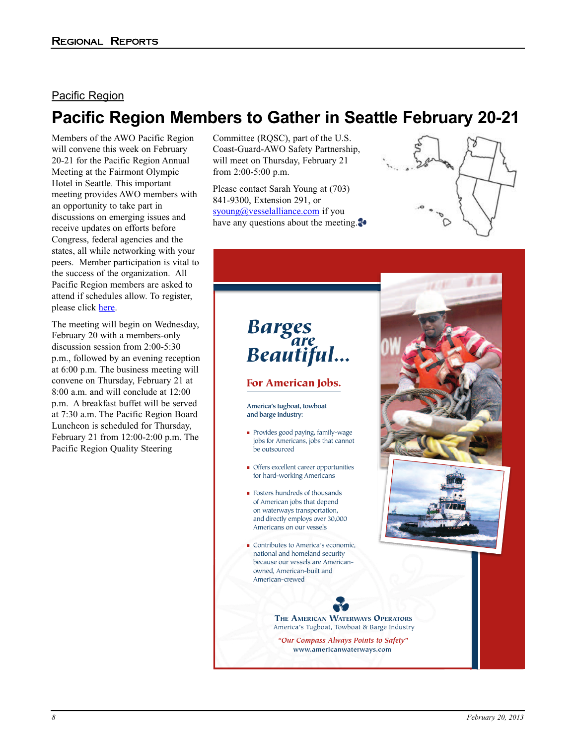## Pacific Region

# Pacific Region Members to Gather in Seattle February 20-21

Members of the AWO Pacific Region will convene this week on February 20-21 for the Pacific Region Annual Meeting at the Fairmont Olympic Hotel in Seattle. This important meeting provides AWO members with an opportunity to take part in discussions on emerging issues and receive updates on efforts before Congress, federal agencies and the states, all while networking with your peers. Member participation is vital to the success of the organization. All Pacific Region members are asked to attend if schedules allow. To register, please click here.

The meeting will begin on Wednesday, February 20 with a members-only discussion session from 2:00-5:30 p.m., followed by an evening reception at 6:00 p.m. The business meeting will convene on Thursday, February 21 at 8:00 a.m. and will conclude at 12:00 p.m. A breakfast buffet will be served at 7:30 a.m. The Pacific Region Board Luncheon is scheduled for Thursday, February 21 from 12:00-2:00 p.m. The Pacific Region Quality Steering Committee (RQSC), part of the U.S. Coast-Guard-AWO Safety Partnership, will meet on Thursday, February 21 from 2:00-5:00 p.m.

Please contact Sarah Young at (703) 841-9300, Extension 291, or syoung@vesselalliance.com if you have any questions about the meeting.

---

***Barges are Beautiful...***

**For American Jobs.**

**America's tugboat, towboat and barge industry:**

- Provides good paying, family-wage jobs for Americans, jobs that cannot be outsourced
- Offers excellent career opportunities for hard-working Americans
- Fosters hundreds of thousands of American jobs that depend on waterways transportation, and directly employs over 30,000 Americans on our vessels
- Contributes to America's economic, national and homeland security because our vessels are American-owned, American-built and American-crewed

**The American Waterways Operators**
America's Tugboat, Towboat & Barge Industry

*"Our Compass Always Points to Safety"*
www.americanwaterways.com